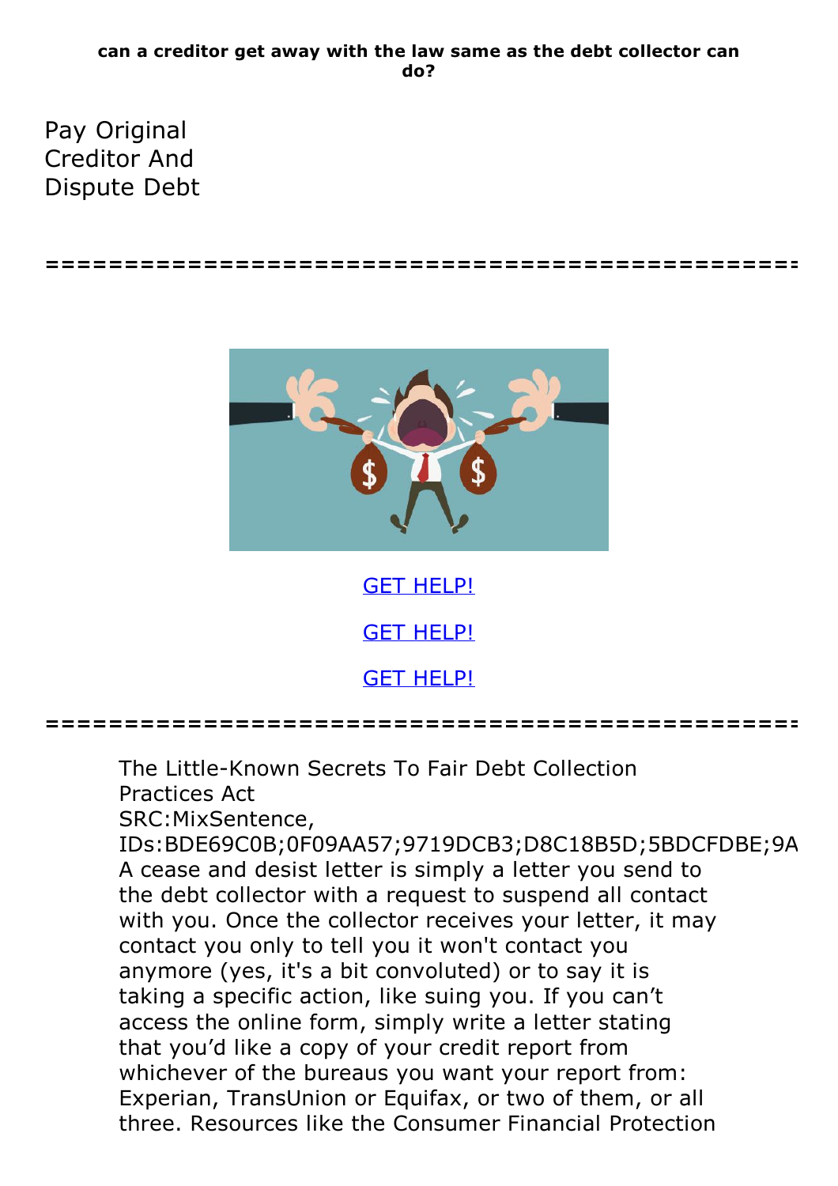**can a creditor get away with the law same as the debt collector can do?**

Pay Original Creditor And Dispute Debt

=====================================================

GET HELP!

GET HELP!

GET HELP!

=====================================================

The Little-Known Secrets To Fair Debt Collection Practices Act
SRC:MixSentence,
IDs:BDE69C0B;0F09AA57;9719DCB3;D8C18B5D;5BDCFDBE;9A
A cease and desist letter is simply a letter you send to the debt collector with a request to suspend all contact with you. Once the collector receives your letter, it may contact you only to tell you it won't contact you anymore (yes, it's a bit convoluted) or to say it is taking a specific action, like suing you. If you can't access the online form, simply write a letter stating that you'd like a copy of your credit report from whichever of the bureaus you want your report from: Experian, TransUnion or Equifax, or two of them, or all three. Resources like the Consumer Financial Protection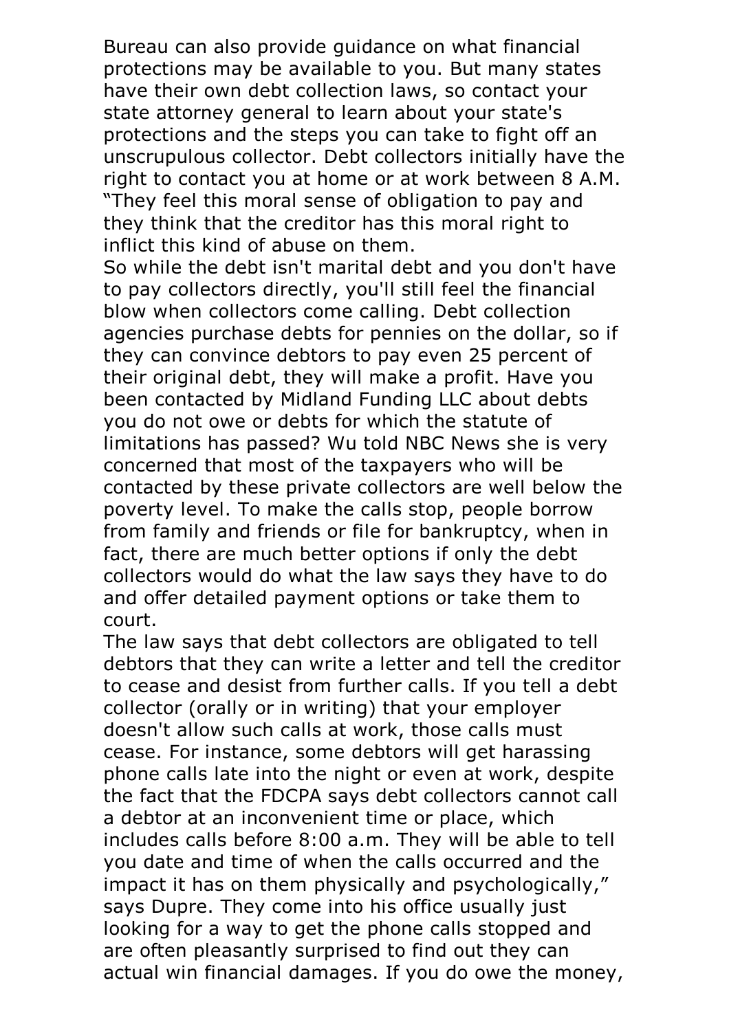Bureau can also provide guidance on what financial protections may be available to you. But many states have their own debt collection laws, so contact your state attorney general to learn about your state's protections and the steps you can take to fight off an unscrupulous collector. Debt collectors initially have the right to contact you at home or at work between 8 A.M. "They feel this moral sense of obligation to pay and they think that the creditor has this moral right to inflict this kind of abuse on them.

So while the debt isn't marital debt and you don't have to pay collectors directly, you'll still feel the financial blow when collectors come calling. Debt collection agencies purchase debts for pennies on the dollar, so if they can convince debtors to pay even 25 percent of their original debt, they will make a profit. Have you been contacted by Midland Funding LLC about debts you do not owe or debts for which the statute of limitations has passed? Wu told NBC News she is very concerned that most of the taxpayers who will be contacted by these private collectors are well below the poverty level. To make the calls stop, people borrow from family and friends or file for bankruptcy, when in fact, there are much better options if only the debt collectors would do what the law says they have to do and offer detailed payment options or take them to court.

The law says that debt collectors are obligated to tell debtors that they can write a letter and tell the creditor to cease and desist from further calls. If you tell a debt collector (orally or in writing) that your employer doesn't allow such calls at work, those calls must cease. For instance, some debtors will get harassing phone calls late into the night or even at work, despite the fact that the FDCPA says debt collectors cannot call a debtor at an inconvenient time or place, which includes calls before 8:00 a.m. They will be able to tell you date and time of when the calls occurred and the impact it has on them physically and psychologically," says Dupre. They come into his office usually just looking for a way to get the phone calls stopped and are often pleasantly surprised to find out they can actual win financial damages. If you do owe the money,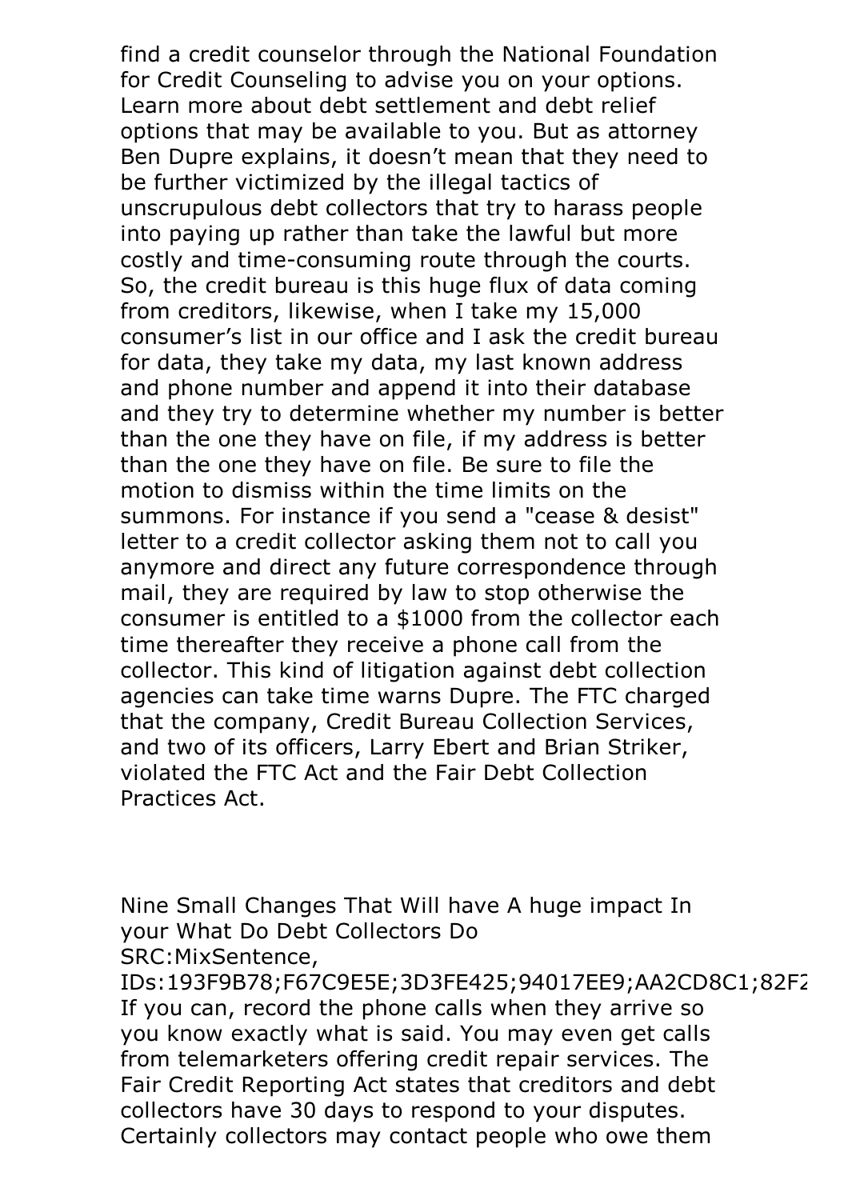find a credit counselor through the National Foundation for Credit Counseling to advise you on your options. Learn more about debt settlement and debt relief options that may be available to you. But as attorney Ben Dupre explains, it doesn't mean that they need to be further victimized by the illegal tactics of unscrupulous debt collectors that try to harass people into paying up rather than take the lawful but more costly and time-consuming route through the courts. So, the credit bureau is this huge flux of data coming from creditors, likewise, when I take my 15,000 consumer's list in our office and I ask the credit bureau for data, they take my data, my last known address and phone number and append it into their database and they try to determine whether my number is better than the one they have on file, if my address is better than the one they have on file. Be sure to file the motion to dismiss within the time limits on the summons. For instance if you send a "cease & desist" letter to a credit collector asking them not to call you anymore and direct any future correspondence through mail, they are required by law to stop otherwise the consumer is entitled to a $1000 from the collector each time thereafter they receive a phone call from the collector. This kind of litigation against debt collection agencies can take time warns Dupre. The FTC charged that the company, Credit Bureau Collection Services, and two of its officers, Larry Ebert and Brian Striker, violated the FTC Act and the Fair Debt Collection Practices Act.

Nine Small Changes That Will have A huge impact In your What Do Debt Collectors Do
SRC:MixSentence, IDs:193F9B78;F67C9E5E;3D3FE425;94017EE9;AA2CD8C1;82F2
If you can, record the phone calls when they arrive so you know exactly what is said. You may even get calls from telemarketers offering credit repair services. The Fair Credit Reporting Act states that creditors and debt collectors have 30 days to respond to your disputes. Certainly collectors may contact people who owe them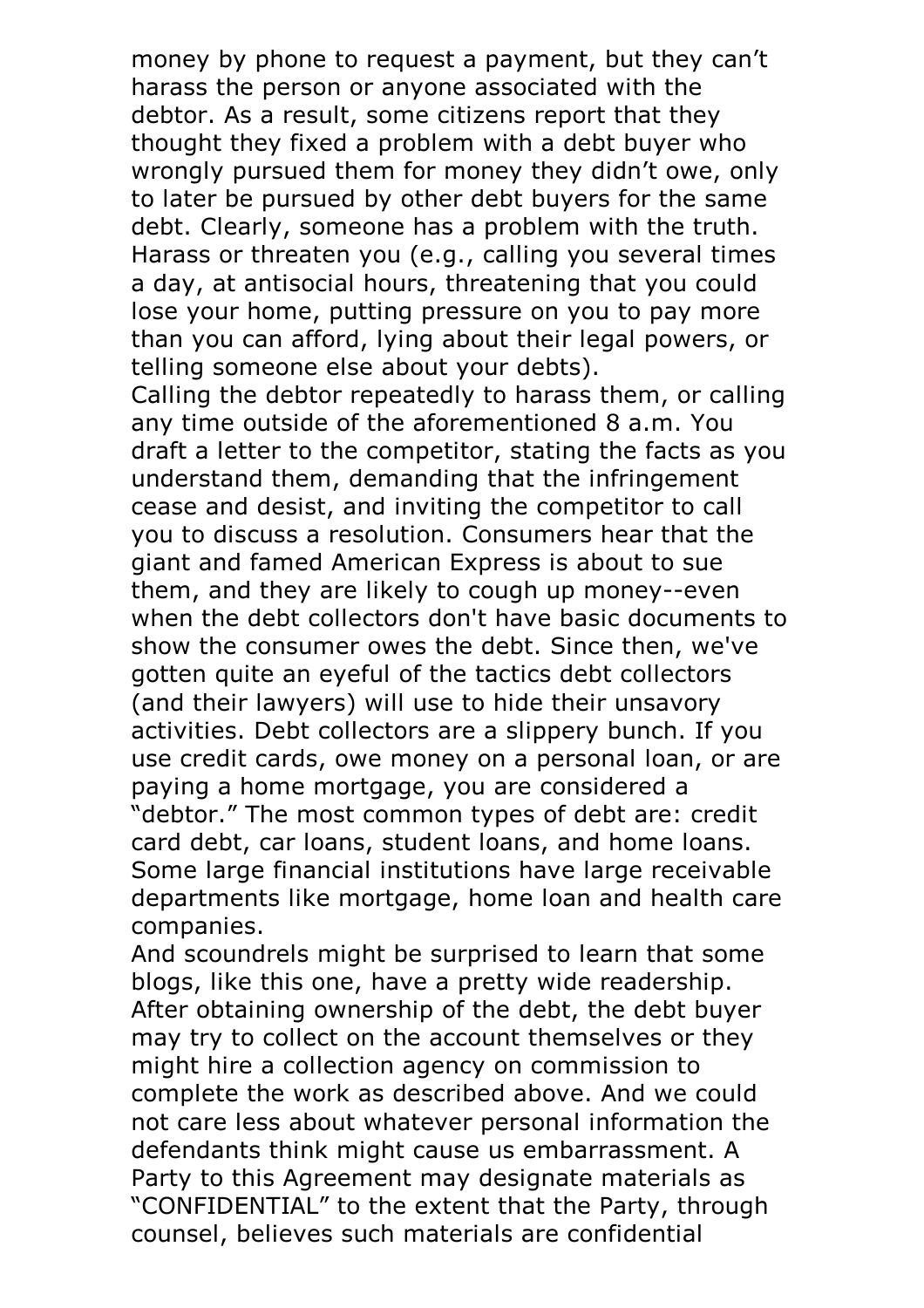money by phone to request a payment, but they can't harass the person or anyone associated with the debtor. As a result, some citizens report that they thought they fixed a problem with a debt buyer who wrongly pursued them for money they didn't owe, only to later be pursued by other debt buyers for the same debt. Clearly, someone has a problem with the truth. Harass or threaten you (e.g., calling you several times a day, at antisocial hours, threatening that you could lose your home, putting pressure on you to pay more than you can afford, lying about their legal powers, or telling someone else about your debts).

Calling the debtor repeatedly to harass them, or calling any time outside of the aforementioned 8 a.m. You draft a letter to the competitor, stating the facts as you understand them, demanding that the infringement cease and desist, and inviting the competitor to call you to discuss a resolution. Consumers hear that the giant and famed American Express is about to sue them, and they are likely to cough up money--even when the debt collectors don't have basic documents to show the consumer owes the debt. Since then, we've gotten quite an eyeful of the tactics debt collectors (and their lawyers) will use to hide their unsavory activities. Debt collectors are a slippery bunch. If you use credit cards, owe money on a personal loan, or are paying a home mortgage, you are considered a "debtor." The most common types of debt are: credit card debt, car loans, student loans, and home loans. Some large financial institutions have large receivable departments like mortgage, home loan and health care companies.

And scoundrels might be surprised to learn that some blogs, like this one, have a pretty wide readership. After obtaining ownership of the debt, the debt buyer may try to collect on the account themselves or they might hire a collection agency on commission to complete the work as described above. And we could not care less about whatever personal information the defendants think might cause us embarrassment. A Party to this Agreement may designate materials as "CONFIDENTIAL" to the extent that the Party, through counsel, believes such materials are confidential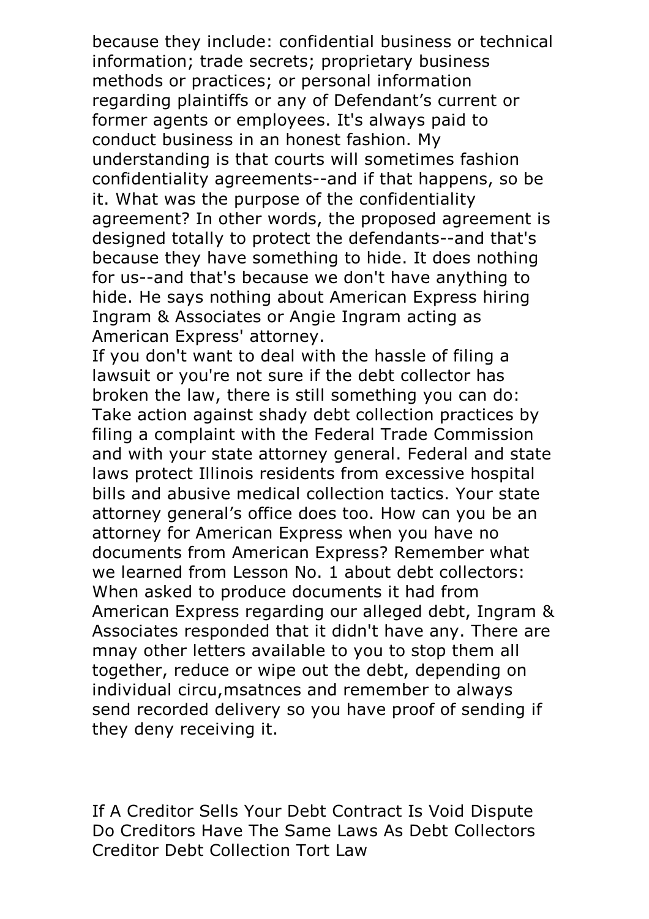because they include: confidential business or technical information; trade secrets; proprietary business methods or practices; or personal information regarding plaintiffs or any of Defendant's current or former agents or employees. It's always paid to conduct business in an honest fashion. My understanding is that courts will sometimes fashion confidentiality agreements--and if that happens, so be it. What was the purpose of the confidentiality agreement? In other words, the proposed agreement is designed totally to protect the defendants--and that's because they have something to hide. It does nothing for us--and that's because we don't have anything to hide. He says nothing about American Express hiring Ingram & Associates or Angie Ingram acting as American Express' attorney.

If you don't want to deal with the hassle of filing a lawsuit or you're not sure if the debt collector has broken the law, there is still something you can do: Take action against shady debt collection practices by filing a complaint with the Federal Trade Commission and with your state attorney general. Federal and state laws protect Illinois residents from excessive hospital bills and abusive medical collection tactics. Your state attorney general's office does too. How can you be an attorney for American Express when you have no documents from American Express? Remember what we learned from Lesson No. 1 about debt collectors: When asked to produce documents it had from American Express regarding our alleged debt, Ingram & Associates responded that it didn't have any. There are mnay other letters available to you to stop them all together, reduce or wipe out the debt, depending on individual circu,msatnces and remember to always send recorded delivery so you have proof of sending if they deny receiving it.

If A Creditor Sells Your Debt Contract Is Void Dispute
Do Creditors Have The Same Laws As Debt Collectors
Creditor Debt Collection Tort Law